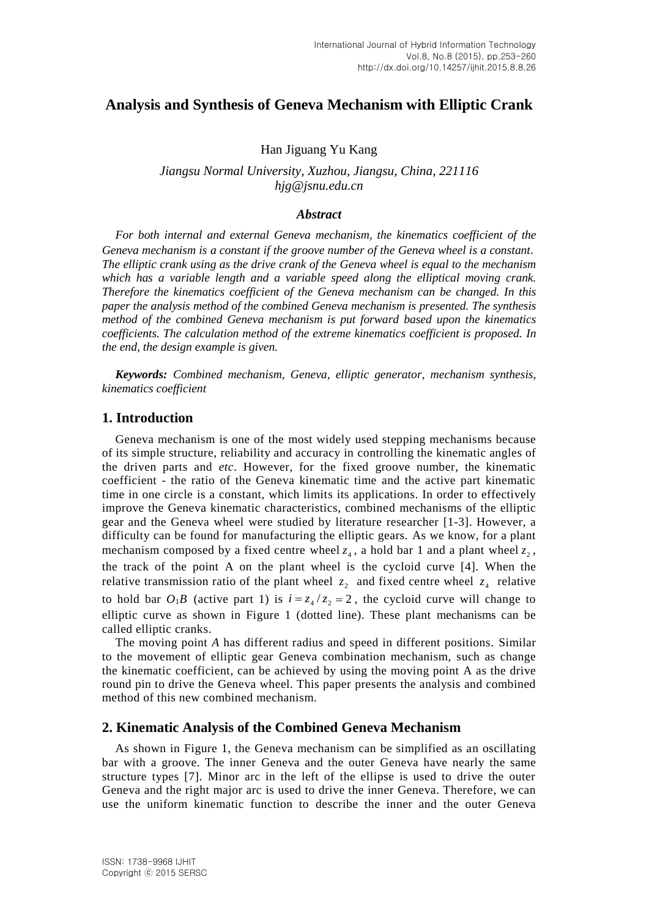# Analysis and Synthesis of Geneva Mechanism with Elliptic Crank

Han Jiguang Yu Kang

*Jiangsu Normal University, Xuzhou, Jiangsu, China, 221116*
*hjg@jsnu.edu.cn*

### *Abstract*

*For both internal and external Geneva mechanism, the kinematics coefficient of the Geneva mechanism is a constant if the groove number of the Geneva wheel is a constant. The elliptic crank using as the drive crank of the Geneva wheel is equal to the mechanism which has a variable length and a variable speed along the elliptical moving crank. Therefore the kinematics coefficient of the Geneva mechanism can be changed. In this paper the analysis method of the combined Geneva mechanism is presented. The synthesis method of the combined Geneva mechanism is put forward based upon the kinematics coefficients. The calculation method of the extreme kinematics coefficient is proposed. In the end, the design example is given.*

***Keywords:*** *Combined mechanism, Geneva, elliptic generator, mechanism synthesis, kinematics coefficient*

## 1. Introduction

Geneva mechanism is one of the most widely used stepping mechanisms because of its simple structure, reliability and accuracy in controlling the kinematic angles of the driven parts and *etc*. However, for the fixed groove number, the kinematic coefficient - the ratio of the Geneva kinematic time and the active part kinematic time in one circle is a constant, which limits its applications. In order to effectively improve the Geneva kinematic characteristics, combined mechanisms of the elliptic gear and the Geneva wheel were studied by literature researcher [1-3]. However, a difficulty can be found for manufacturing the elliptic gears. As we know, for a plant mechanism composed by a fixed centre wheel $z_4$, a hold bar 1 and a plant wheel $z_2$, the track of the point A on the plant wheel is the cycloid curve [4]. When the relative transmission ratio of the plant wheel $z_2$ and fixed centre wheel $z_4$ relative to hold bar $O_1B$ (active part 1) is $i = z_4 / z_2 = 2$, the cycloid curve will change to elliptic curve as shown in Figure 1 (dotted line). These plant mechanisms can be called elliptic cranks.

The moving point *A* has different radius and speed in different positions. Similar to the movement of elliptic gear Geneva combination mechanism, such as change the kinematic coefficient, can be achieved by using the moving point A as the drive round pin to drive the Geneva wheel. This paper presents the analysis and combined method of this new combined mechanism.

## 2. Kinematic Analysis of the Combined Geneva Mechanism

As shown in Figure 1, the Geneva mechanism can be simplified as an oscillating bar with a groove. The inner Geneva and the outer Geneva have nearly the same structure types [7]. Minor arc in the left of the ellipse is used to drive the outer Geneva and the right major arc is used to drive the inner Geneva. Therefore, we can use the uniform kinematic function to describe the inner and the outer Geneva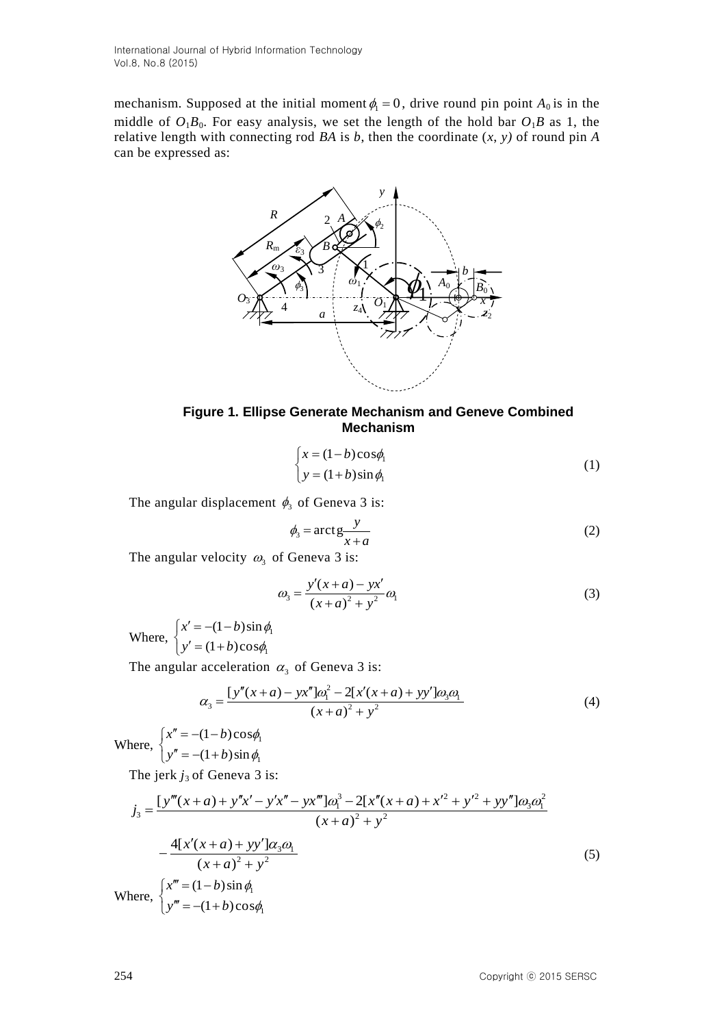mechanism. Supposed at the initial moment $\phi_1 = 0$, drive round pin point $A_0$ is in the middle of $O_1B_0$. For easy analysis, we set the length of the hold bar $O_1B$ as 1, the relative length with connecting rod $BA$ is $b$, then the coordinate $(x, y)$ of round pin $A$ can be expressed as:

**Figure 1. Ellipse Generate Mechanism and Geneve Combined Mechanism**

$$\begin{cases} x = (1-b)\cos\phi_1 \\ y = (1+b)\sin\phi_1 \end{cases} \tag{1}$$

The angular displacement $\phi_3$ of Geneva 3 is:

$$\phi_3 = \operatorname{arctg}\frac{y}{x+a} \tag{2}$$

The angular velocity $\omega_3$ of Geneva 3 is:

$$\omega_3 = \frac{y'(x+a) - yx'}{(x+a)^2 + y^2}\omega_1 \tag{3}$$

Where, $\begin{cases} x' = -(1-b)\sin\phi_1 \\ y' = (1+b)\cos\phi_1 \end{cases}$

The angular acceleration $\alpha_3$ of Geneva 3 is:

$$\alpha_3 = \frac{[y''(x+a) - yx'']\omega_1^2 - 2[x'(x+a) + yy']\omega_3\omega_1}{(x+a)^2 + y^2} \tag{4}$$

Where, $\begin{cases} x'' = -(1-b)\cos\phi_1 \\ y'' = -(1+b)\sin\phi_1 \end{cases}$

The jerk $j_3$ of Geneva 3 is:

$$j_3 = \frac{[y'''(x+a) + y''x' - y'x'' - yx''']\omega_1^3 - 2[x''(x+a) + x'^2 + y'^2 + yy'']\omega_3\omega_1^2}{(x+a)^2 + y^2} - \frac{4[x'(x+a) + yy']\alpha_3\omega_1}{(x+a)^2 + y^2} \tag{5}$$

Where, $\begin{cases} x''' = (1-b)\sin\phi_1 \\ y''' = -(1+b)\cos\phi_1 \end{cases}$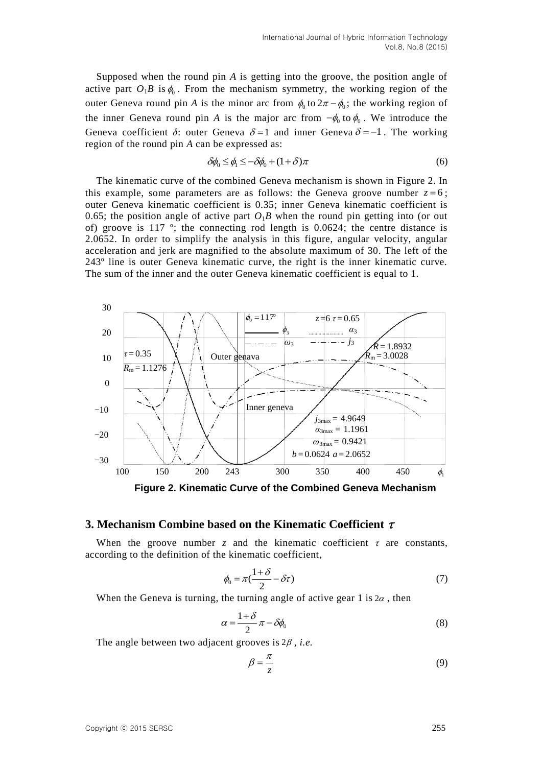Supposed when the round pin $A$ is getting into the groove, the position angle of active part $O_1B$ is $\phi_0$. From the mechanism symmetry, the working region of the outer Geneva round pin $A$ is the minor arc from $\phi_0$ to $2\pi - \phi_0$; the working region of the inner Geneva round pin $A$ is the major arc from $-\phi_0$ to $\phi_0$. We introduce the Geneva coefficient $\delta$: outer Geneva $\delta = 1$ and inner Geneva $\delta = -1$. The working region of the round pin $A$ can be expressed as:

$$\delta\phi_0 \leq \phi_1 \leq -\delta\phi_0 + (1+\delta)\pi \tag{6}$$

The kinematic curve of the combined Geneva mechanism is shown in Figure 2. In this example, some parameters are as follows: the Geneva groove number $z = 6$; outer Geneva kinematic coefficient is 0.35; inner Geneva kinematic coefficient is 0.65; the position angle of active part $O_1B$ when the round pin getting into (or out of) groove is 117 º; the connecting rod length is 0.0624; the centre distance is 2.0652. In order to simplify the analysis in this figure, angular velocity, angular acceleration and jerk are magnified to the absolute maximum of 30. The left of the 243º line is outer Geneva kinematic curve, the right is the inner kinematic curve. The sum of the inner and the outer Geneva kinematic coefficient is equal to 1.

30
20
10
0
−10
−20
−30
100 150 200 243 300 350 400 450 $\phi_1$
$\phi_0 = 117°$
$z = 6$ $\tau = 0.65$
$\phi_3$ $\alpha_3$ $\omega_3$ $j_3$
$R = 1.8932$
$R_m = 3.0028$
$\tau = 0.35$
$R_m = 1.1276$
Outer genava
Inner geneva
$j_{3max} = 4.9649$
$\alpha_{3max} = 1.1961$
$\omega_{3max} = 0.9421$
$b = 0.0624$ $a = 2.0652$

**Figure 2. Kinematic Curve of the Combined Geneva Mechanism**

## 3. Mechanism Combine based on the Kinematic Coefficient $\tau$

When the groove number $z$ and the kinematic coefficient $\tau$ are constants, according to the definition of the kinematic coefficient,

$$\phi_0 = \pi\left(\frac{1+\delta}{2} - \delta\tau\right) \tag{7}$$

When the Geneva is turning, the turning angle of active gear 1 is $2\alpha$, then

$$\alpha = \frac{1+\delta}{2}\pi - \delta\phi_0 \tag{8}$$

The angle between two adjacent grooves is $2\beta$, *i.e.*

$$\beta = \frac{\pi}{z} \tag{9}$$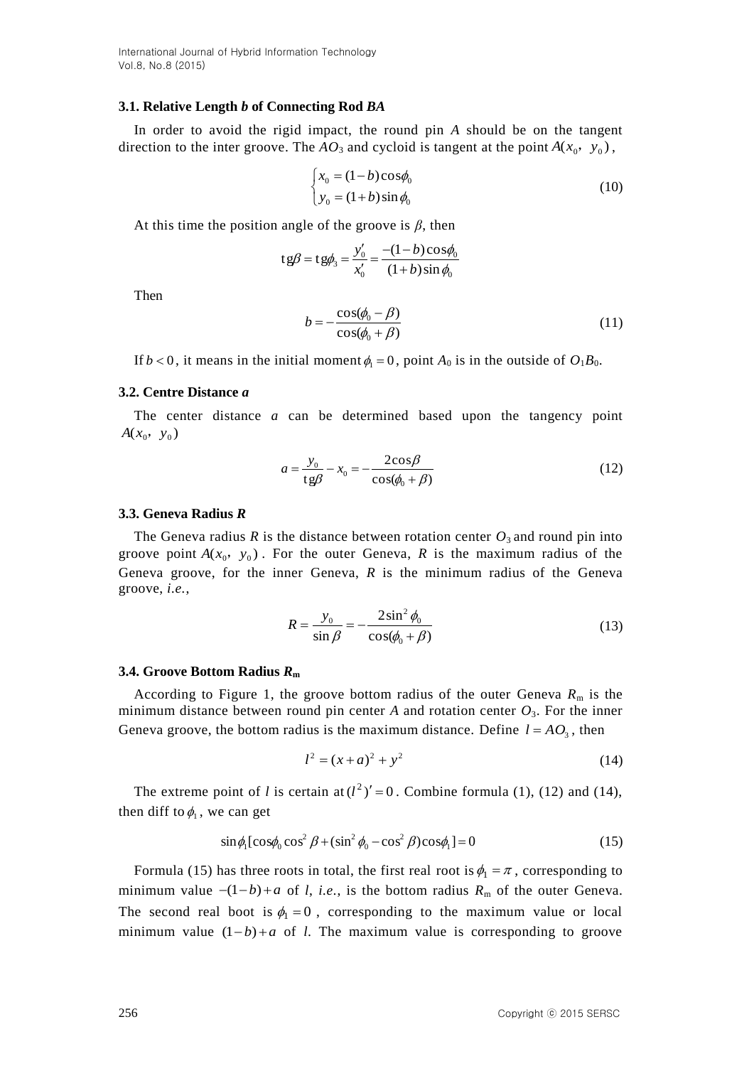### 3.1. Relative Length *b* of Connecting Rod *BA*

In order to avoid the rigid impact, the round pin *A* should be on the tangent direction to the inter groove. The $AO_3$ and cycloid is tangent at the point $A(x_0,\ y_0)$,

$$\begin{cases} x_0 = (1-b)\cos\phi_0 \\ y_0 = (1+b)\sin\phi_0 \end{cases} \tag{10}$$

At this time the position angle of the groove is $\beta$, then

$$\mathrm{tg}\beta = \mathrm{tg}\phi_3 = \frac{y_0'}{x_0'} = \frac{-(1-b)\cos\phi_0}{(1+b)\sin\phi_0}$$

Then

$$b = -\frac{\cos(\phi_0 - \beta)}{\cos(\phi_0 + \beta)} \tag{11}$$

If $b < 0$, it means in the initial moment $\phi_1 = 0$, point $A_0$ is in the outside of $O_1B_0$.

### 3.2. Centre Distance *a*

The center distance *a* can be determined based upon the tangency point $A(x_0,\ y_0)$

$$a = \frac{y_0}{\mathrm{tg}\beta} - x_0 = -\frac{2\cos\beta}{\cos(\phi_0 + \beta)} \tag{12}$$

### 3.3. Geneva Radius *R*

The Geneva radius *R* is the distance between rotation center $O_3$ and round pin into groove point $A(x_0,\ y_0)$. For the outer Geneva, *R* is the maximum radius of the Geneva groove, for the inner Geneva, *R* is the minimum radius of the Geneva groove, *i.e.*,

$$R = \frac{y_0}{\sin\beta} = -\frac{2\sin^2\phi_0}{\cos(\phi_0 + \beta)} \tag{13}$$

### 3.4. Groove Bottom Radius $R_m$

According to Figure 1, the groove bottom radius of the outer Geneva $R_m$ is the minimum distance between round pin center *A* and rotation center $O_3$. For the inner Geneva groove, the bottom radius is the maximum distance. Define $l = AO_3$, then

$$l^2 = (x+a)^2 + y^2 \tag{14}$$

The extreme point of *l* is certain at $(l^2)' = 0$. Combine formula (1), (12) and (14), then diff to $\phi_1$, we can get

$$\sin\phi_1[\cos\phi_0\cos^2\beta + (\sin^2\phi_0 - \cos^2\beta)\cos\phi_1] = 0 \tag{15}$$

Formula (15) has three roots in total, the first real root is $\phi_1 = \pi$, corresponding to minimum value $-(1-b)+a$ of *l*, *i.e.*, is the bottom radius $R_m$ of the outer Geneva. The second real boot is $\phi_1 = 0$, corresponding to the maximum value or local minimum value $(1-b)+a$ of *l*. The maximum value is corresponding to groove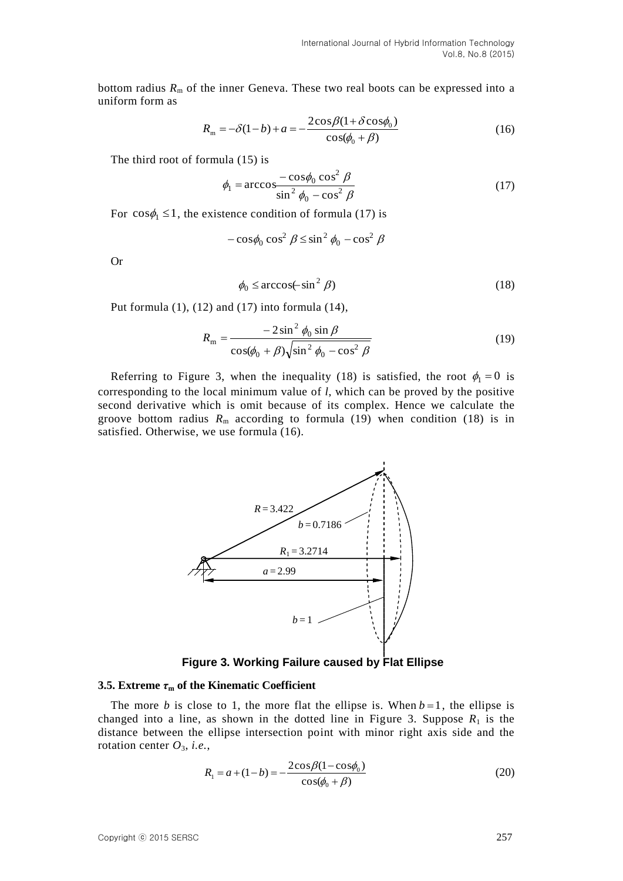bottom radius $R_{\rm m}$ of the inner Geneva. These two real boots can be expressed into a uniform form as

$$R_{\rm m} = -\delta(1-b) + a = -\frac{2\cos\beta(1+\delta\cos\phi_0)}{\cos(\phi_0+\beta)} \tag{16}$$

The third root of formula (15) is

$$\phi_1 = \arccos\frac{-\cos\phi_0\cos^2\beta}{\sin^2\phi_0 - \cos^2\beta} \tag{17}$$

For $\cos\phi_1 \le 1$, the existence condition of formula (17) is

$$-\cos\phi_0\cos^2\beta \le \sin^2\phi_0 - \cos^2\beta$$

Or

$$\phi_0 \le \arccos(-\sin^2\beta) \tag{18}$$

Put formula (1), (12) and (17) into formula (14),

$$R_{\rm m} = \frac{-2\sin^2\phi_0\sin\beta}{\cos(\phi_0+\beta)\sqrt{\sin^2\phi_0 - \cos^2\beta}} \tag{19}$$

Referring to Figure 3, when the inequality (18) is satisfied, the root $\phi_1 = 0$ is corresponding to the local minimum value of $l$, which can be proved by the positive second derivative which is omit because of its complex. Hence we calculate the groove bottom radius $R_{\rm m}$ according to formula (19) when condition (18) is in satisfied. Otherwise, we use formula (16).

$R = 3.422$

$b = 0.7186$

$R_1 = 3.2714$

$a = 2.99$

$b = 1$

**Figure 3. Working Failure caused by Flat Ellipse**

### 3.5. Extreme $\tau_{\rm m}$ of the Kinematic Coefficient

The more $b$ is close to 1, the more flat the ellipse is. When $b = 1$, the ellipse is changed into a line, as shown in the dotted line in Figure 3. Suppose $R_1$ is the distance between the ellipse intersection point with minor right axis side and the rotation center $O_3$, *i.e.*,

$$R_1 = a + (1-b) = -\frac{2\cos\beta(1-\cos\phi_0)}{\cos(\phi_0+\beta)} \tag{20}$$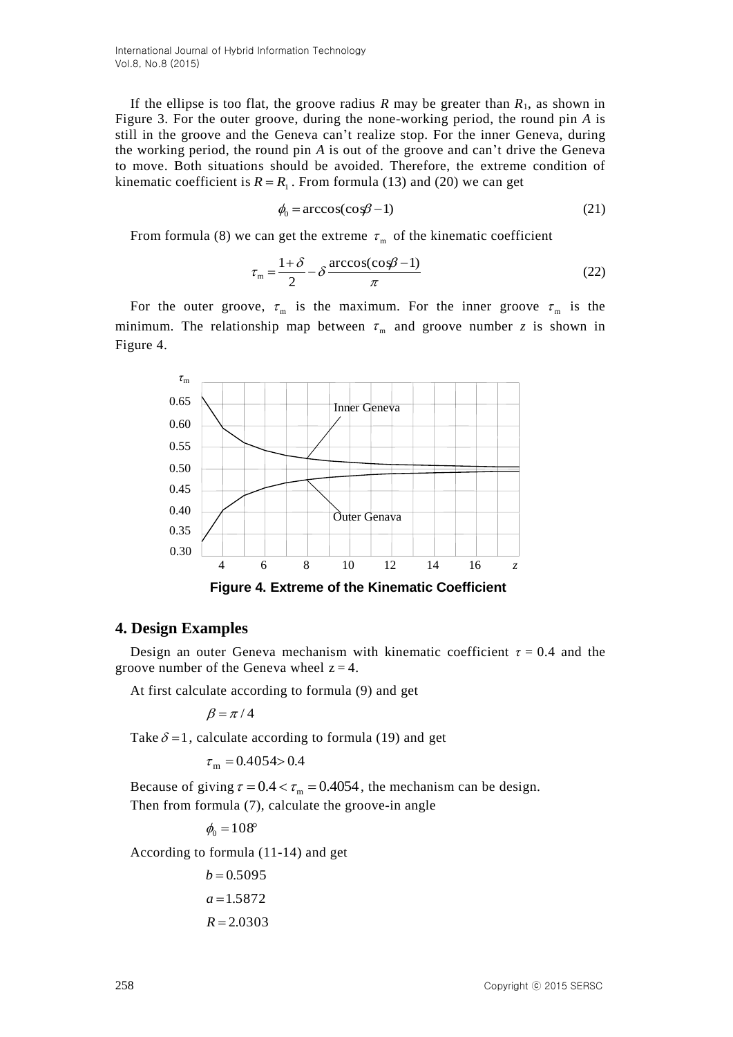If the ellipse is too flat, the groove radius $R$ may be greater than $R_1$, as shown in Figure 3. For the outer groove, during the none-working period, the round pin $A$ is still in the groove and the Geneva can't realize stop. For the inner Geneva, during the working period, the round pin $A$ is out of the groove and can't drive the Geneva to move. Both situations should be avoided. Therefore, the extreme condition of kinematic coefficient is $R = R_1$. From formula (13) and (20) we can get

$$\phi_0 = \arccos(\cos\beta - 1) \tag{21}$$

From formula (8) we can get the extreme $\tau_{\mathrm{m}}$ of the kinematic coefficient

$$\tau_{\mathrm{m}} = \frac{1+\delta}{2} - \delta\frac{\arccos(\cos\beta - 1)}{\pi} \tag{22}$$

For the outer groove, $\tau_{\mathrm{m}}$ is the maximum. For the inner groove $\tau_{\mathrm{m}}$ is the minimum. The relationship map between $\tau_{\mathrm{m}}$ and groove number $z$ is shown in Figure 4.

$\tau_{\mathrm{m}}$
0.65
0.60
0.55
0.50
0.45
0.40
0.35
0.30
4 6 8 10 12 14 16 $z$
Inner Geneva
Outer Genava

**Figure 4. Extreme of the Kinematic Coefficient**

## 4. Design Examples

Design an outer Geneva mechanism with kinematic coefficient $\tau = 0.4$ and the groove number of the Geneva wheel $z = 4$.

At first calculate according to formula (9) and get

$$\beta = \pi / 4$$

Take $\delta = 1$, calculate according to formula (19) and get

$$\tau_{\mathrm{m}} = 0.4054 > 0.4$$

Because of giving $\tau = 0.4 < \tau_{\mathrm{m}} = 0.4054$, the mechanism can be design.

Then from formula (7), calculate the groove-in angle

$$\phi_0 = 108^\circ$$

According to formula (11-14) and get

$$b = 0.5095$$

$$a = 1.5872$$

$$R = 2.0303$$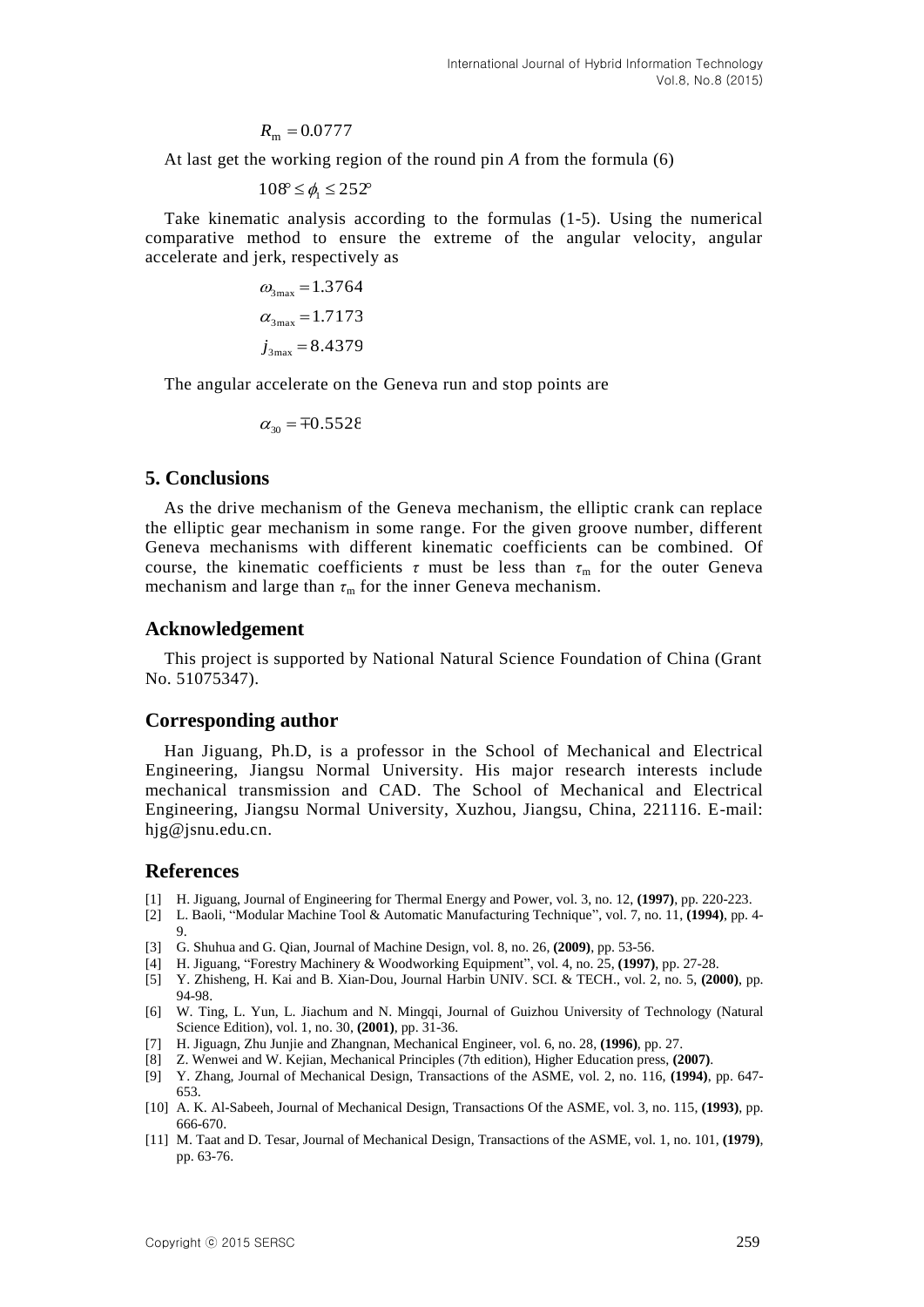$$R_{\mathrm{m}} = 0.0777$$

At last get the working region of the round pin *A* from the formula (6)

$$108° \le \phi_1 \le 252°$$

Take kinematic analysis according to the formulas (1-5). Using the numerical comparative method to ensure the extreme of the angular velocity, angular accelerate and jerk, respectively as

$$\omega_{3\max} = 1.3764$$

$$\alpha_{3\max} = 1.7173$$

$$j_{3\max} = 8.4379$$

The angular accelerate on the Geneva run and stop points are

$$\alpha_{30} = \mp 0.5528$$

## 5. Conclusions

As the drive mechanism of the Geneva mechanism, the elliptic crank can replace the elliptic gear mechanism in some range. For the given groove number, different Geneva mechanisms with different kinematic coefficients can be combined. Of course, the kinematic coefficients $\tau$ must be less than $\tau_{\mathrm{m}}$ for the outer Geneva mechanism and large than $\tau_{\mathrm{m}}$ for the inner Geneva mechanism.

## Acknowledgement

This project is supported by National Natural Science Foundation of China (Grant No. 51075347).

## Corresponding author

Han Jiguang, Ph.D, is a professor in the School of Mechanical and Electrical Engineering, Jiangsu Normal University. His major research interests include mechanical transmission and CAD. The School of Mechanical and Electrical Engineering, Jiangsu Normal University, Xuzhou, Jiangsu, China, 221116. E-mail: hjg@jsnu.edu.cn.

## References

[1] H. Jiguang, Journal of Engineering for Thermal Energy and Power, vol. 3, no. 12, **(1997)**, pp. 220-223.

[2] L. Baoli, "Modular Machine Tool & Automatic Manufacturing Technique", vol. 7, no. 11, **(1994)**, pp. 4-9.

[3] G. Shuhua and G. Qian, Journal of Machine Design, vol. 8, no. 26, **(2009)**, pp. 53-56.

[4] H. Jiguang, "Forestry Machinery & Woodworking Equipment", vol. 4, no. 25, **(1997)**, pp. 27-28.

[5] Y. Zhisheng, H. Kai and B. Xian-Dou, Journal Harbin UNIV. SCI. & TECH., vol. 2, no. 5, **(2000)**, pp. 94-98.

[6] W. Ting, L. Yun, L. Jiachum and N. Mingqi, Journal of Guizhou University of Technology (Natural Science Edition), vol. 1, no. 30, **(2001)**, pp. 31-36.

[7] H. Jiguagn, Zhu Junjie and Zhangnan, Mechanical Engineer, vol. 6, no. 28, **(1996)**, pp. 27.

[8] Z. Wenwei and W. Kejian, Mechanical Principles (7th edition), Higher Education press, **(2007)**.

[9] Y. Zhang, Journal of Mechanical Design, Transactions of the ASME, vol. 2, no. 116, **(1994)**, pp. 647-653.

[10] A. K. Al-Sabeeh, Journal of Mechanical Design, Transactions Of the ASME, vol. 3, no. 115, **(1993)**, pp. 666-670.

[11] M. Taat and D. Tesar, Journal of Mechanical Design, Transactions of the ASME, vol. 1, no. 101, **(1979)**, pp. 63-76.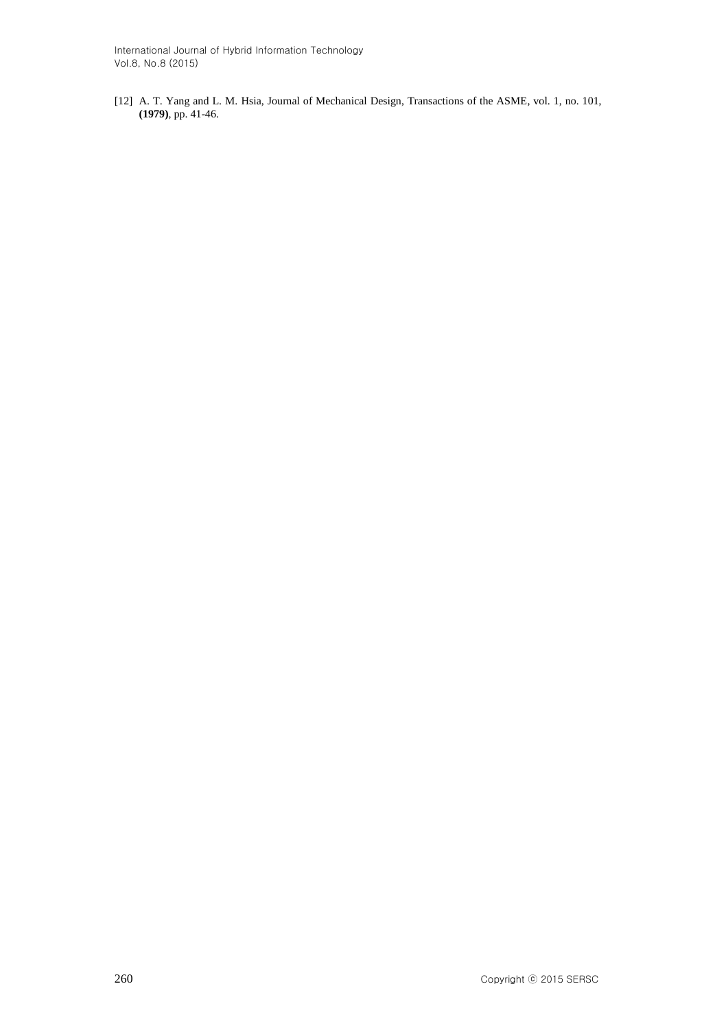[12] A. T. Yang and L. M. Hsia, Journal of Mechanical Design, Transactions of the ASME, vol. 1, no. 101, **(1979)**, pp. 41-46.